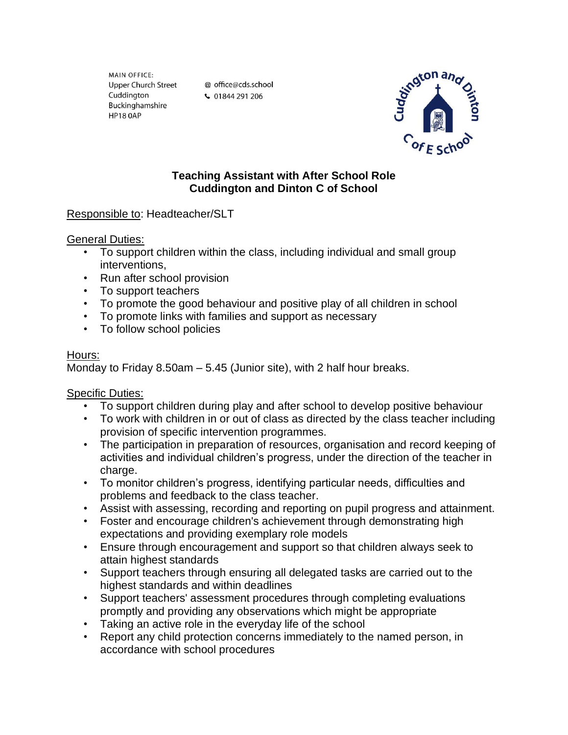MAIN OFFICE:
Upper Church Street
Cuddington
Buckinghamshire
HP18 0AP

@ office@cds.school
01844 291 206

**Teaching Assistant with After School Role**
**Cuddington and Dinton C of School**

Responsible to: Headteacher/SLT

General Duties:

- To support children within the class, including individual and small group interventions,
- Run after school provision
- To support teachers
- To promote the good behaviour and positive play of all children in school
- To promote links with families and support as necessary
- To follow school policies

Hours:
Monday to Friday 8.50am – 5.45 (Junior site), with 2 half hour breaks.

Specific Duties:

- To support children during play and after school to develop positive behaviour
- To work with children in or out of class as directed by the class teacher including provision of specific intervention programmes.
- The participation in preparation of resources, organisation and record keeping of activities and individual children's progress, under the direction of the teacher in charge.
- To monitor children's progress, identifying particular needs, difficulties and problems and feedback to the class teacher.
- Assist with assessing, recording and reporting on pupil progress and attainment.
- Foster and encourage children's achievement through demonstrating high expectations and providing exemplary role models
- Ensure through encouragement and support so that children always seek to attain highest standards
- Support teachers through ensuring all delegated tasks are carried out to the highest standards and within deadlines
- Support teachers' assessment procedures through completing evaluations promptly and providing any observations which might be appropriate
- Taking an active role in the everyday life of the school
- Report any child protection concerns immediately to the named person, in accordance with school procedures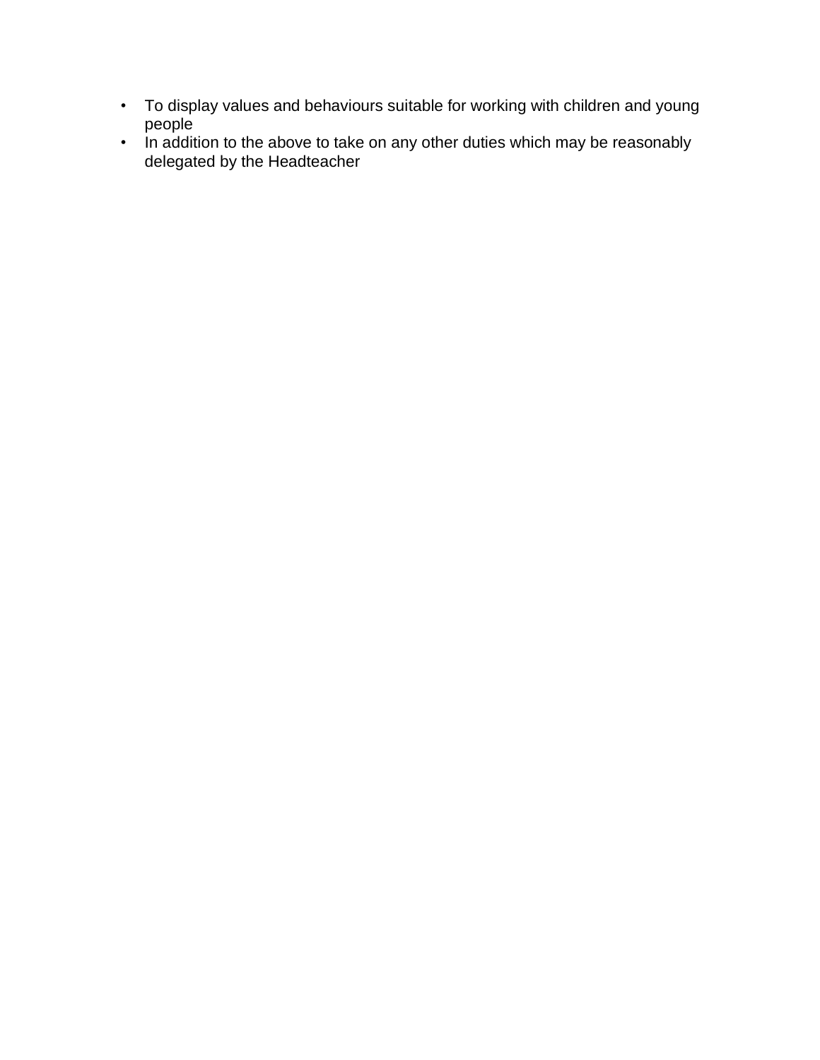- To display values and behaviours suitable for working with children and young people
- In addition to the above to take on any other duties which may be reasonably delegated by the Headteacher